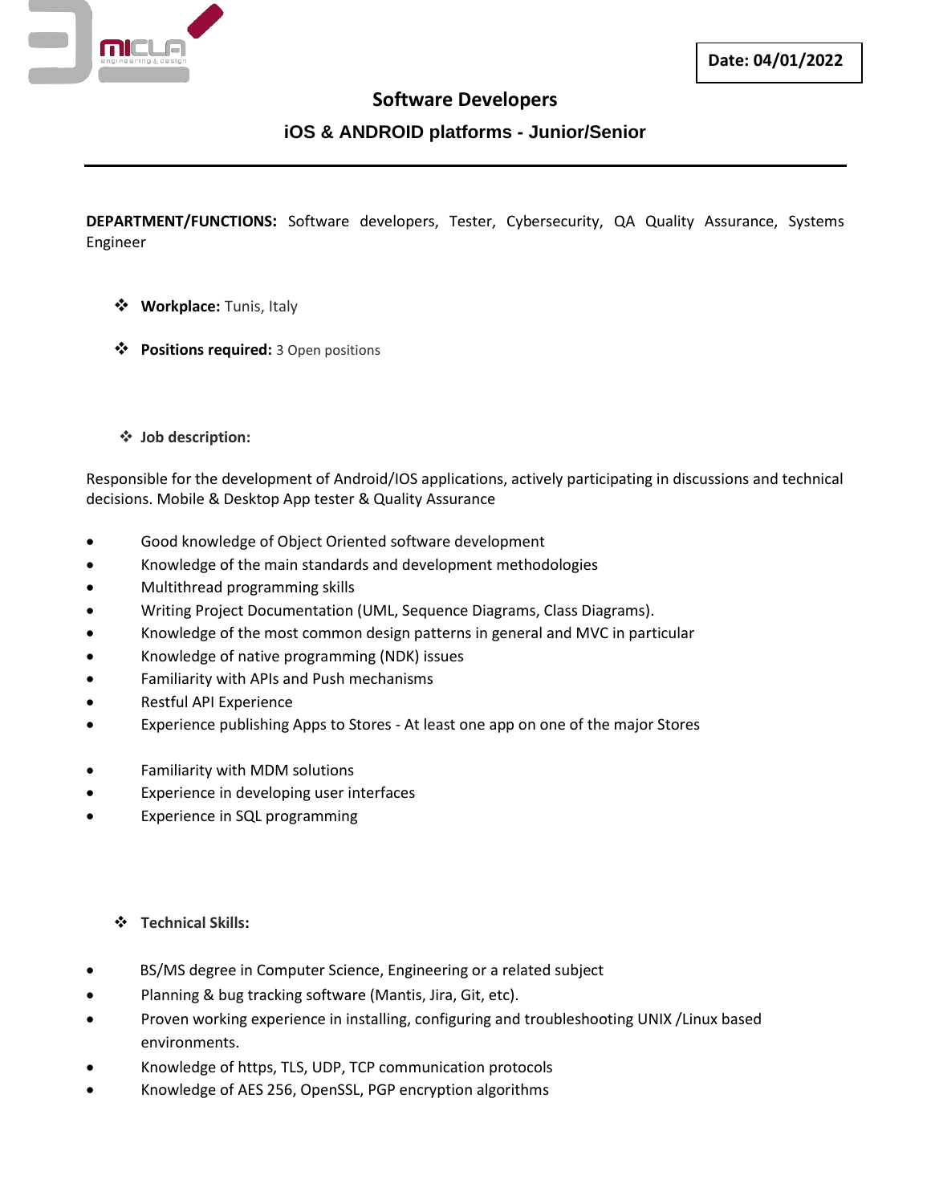**Date: 04/01/2022**

# Software Developers

## iOS & ANDROID platforms - Junior/Senior

---

**DEPARTMENT/FUNCTIONS:** Software developers, Tester, Cybersecurity, QA Quality Assurance, Systems Engineer

- **Workplace:** Tunis, Italy
- **Positions required:** 3 Open positions

- **Job description:**

Responsible for the development of Android/IOS applications, actively participating in discussions and technical decisions. Mobile & Desktop App tester & Quality Assurance

- Good knowledge of Object Oriented software development
- Knowledge of the main standards and development methodologies
- Multithread programming skills
- Writing Project Documentation (UML, Sequence Diagrams, Class Diagrams).
- Knowledge of the most common design patterns in general and MVC in particular
- Knowledge of native programming (NDK) issues
- Familiarity with APIs and Push mechanisms
- Restful API Experience
- Experience publishing Apps to Stores - At least one app on one of the major Stores
- Familiarity with MDM solutions
- Experience in developing user interfaces
- Experience in SQL programming

- **Technical Skills:**

- BS/MS degree in Computer Science, Engineering or a related subject
- Planning & bug tracking software (Mantis, Jira, Git, etc).
- Proven working experience in installing, configuring and troubleshooting UNIX /Linux based environments.
- Knowledge of https, TLS, UDP, TCP communication protocols
- Knowledge of AES 256, OpenSSL, PGP encryption algorithms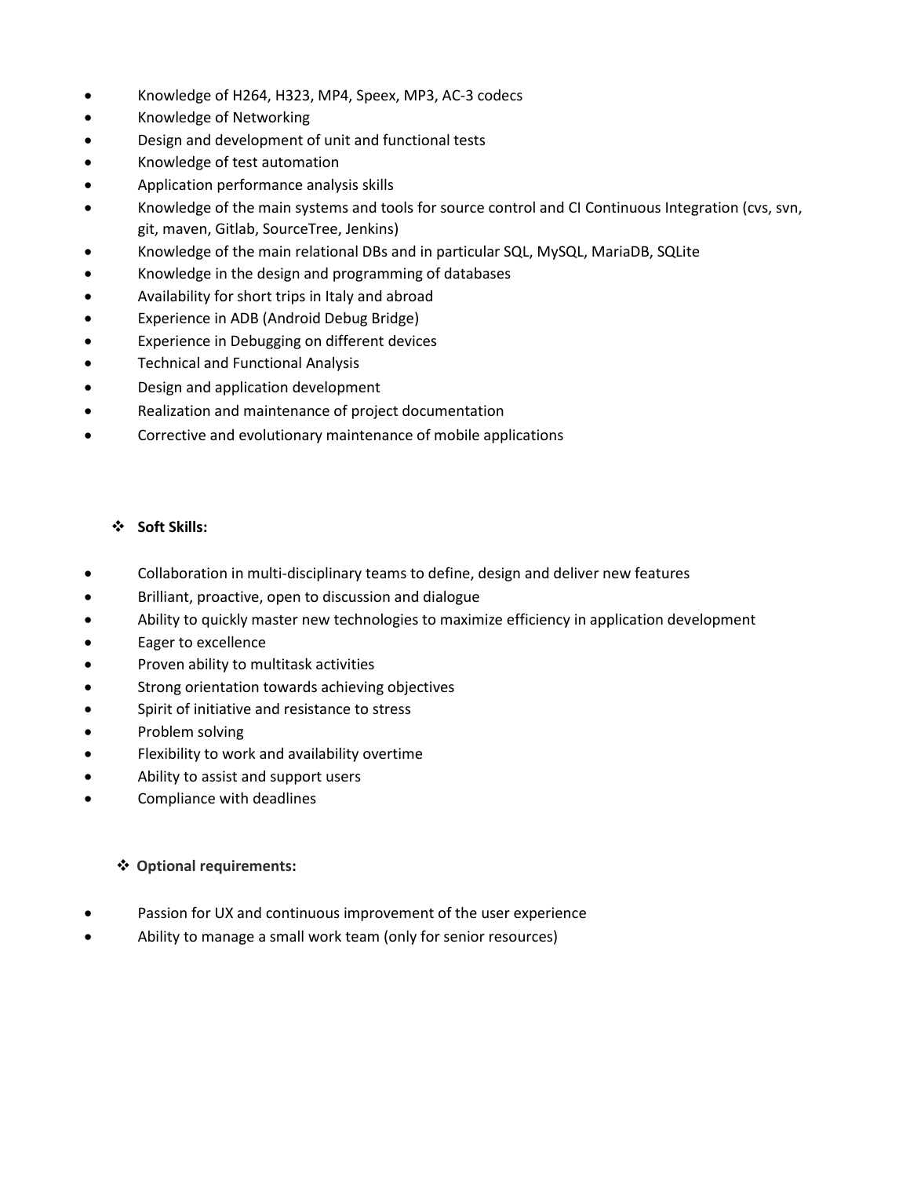- Knowledge of H264, H323, MP4, Speex, MP3, AC-3 codecs
- Knowledge of Networking
- Design and development of unit and functional tests
- Knowledge of test automation
- Application performance analysis skills
- Knowledge of the main systems and tools for source control and CI Continuous Integration (cvs, svn, git, maven, Gitlab, SourceTree, Jenkins)
- Knowledge of the main relational DBs and in particular SQL, MySQL, MariaDB, SQLite
- Knowledge in the design and programming of databases
- Availability for short trips in Italy and abroad
- Experience in ADB (Android Debug Bridge)
- Experience in Debugging on different devices
- Technical and Functional Analysis
- Design and application development
- Realization and maintenance of project documentation
- Corrective and evolutionary maintenance of mobile applications

❖ **Soft Skills:**

- Collaboration in multi-disciplinary teams to define, design and deliver new features
- Brilliant, proactive, open to discussion and dialogue
- Ability to quickly master new technologies to maximize efficiency in application development
- Eager to excellence
- Proven ability to multitask activities
- Strong orientation towards achieving objectives
- Spirit of initiative and resistance to stress
- Problem solving
- Flexibility to work and availability overtime
- Ability to assist and support users
- Compliance with deadlines

❖ **Optional requirements:**

- Passion for UX and continuous improvement of the user experience
- Ability to manage a small work team (only for senior resources)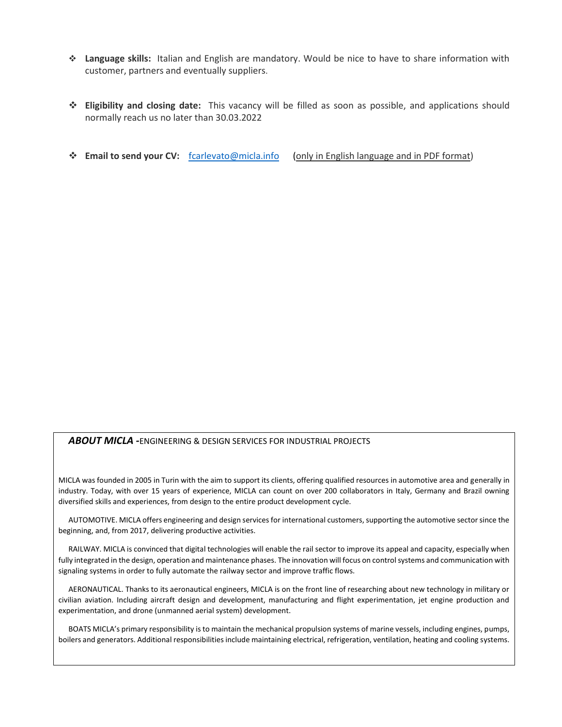- **Language skills:** Italian and English are mandatory. Would be nice to have to share information with customer, partners and eventually suppliers.

- **Eligibility and closing date:** This vacancy will be filled as soon as possible, and applications should normally reach us no later than 30.03.2022

- **Email to send your CV:** fcarlevato@micla.info (only in English language and in PDF format)

***ABOUT MICLA*** **-**ENGINEERING & DESIGN SERVICES FOR INDUSTRIAL PROJECTS

MICLA was founded in 2005 in Turin with the aim to support its clients, offering qualified resources in automotive area and generally in industry. Today, with over 15 years of experience, MICLA can count on over 200 collaborators in Italy, Germany and Brazil owning diversified skills and experiences, from design to the entire product development cycle.

AUTOMOTIVE. MICLA offers engineering and design services for international customers, supporting the automotive sector since the beginning, and, from 2017, delivering productive activities.

RAILWAY. MICLA is convinced that digital technologies will enable the rail sector to improve its appeal and capacity, especially when fully integrated in the design, operation and maintenance phases. The innovation will focus on control systems and communication with signaling systems in order to fully automate the railway sector and improve traffic flows.

AERONAUTICAL. Thanks to its aeronautical engineers, MICLA is on the front line of researching about new technology in military or civilian aviation. Including aircraft design and development, manufacturing and flight experimentation, jet engine production and experimentation, and drone (unmanned aerial system) development.

BOATS MICLA's primary responsibility is to maintain the mechanical propulsion systems of marine vessels, including engines, pumps, boilers and generators. Additional responsibilities include maintaining electrical, refrigeration, ventilation, heating and cooling systems.